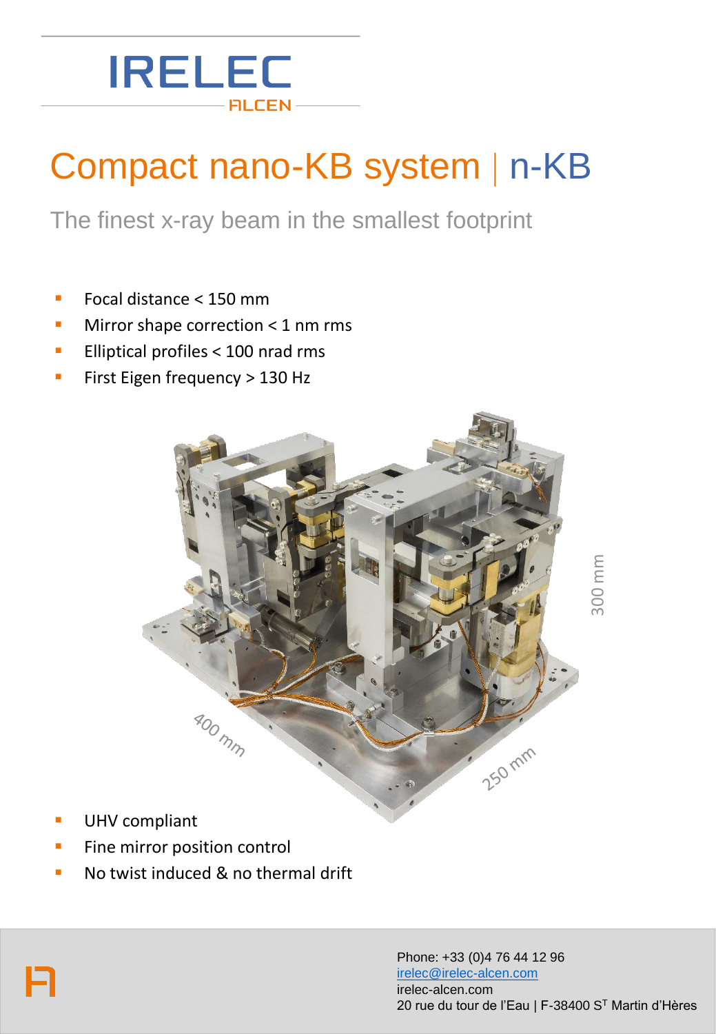IRELEC
ALCEN

# Compact nano-KB system | n-KB

The finest x-ray beam in the smallest footprint

- Focal distance < 150 mm
- Mirror shape correction < 1 nm rms
- Elliptical profiles < 100 nrad rms
- First Eigen frequency > 130 Hz

300 mm

400 mm

250 mm

- UHV compliant
- Fine mirror position control
- No twist induced & no thermal drift

Phone: +33 (0)4 76 44 12 96
irelec@irelec-alcen.com
irelec-alcen.com
20 rue du tour de l'Eau | F-38400 S$^T$ Martin d'Hères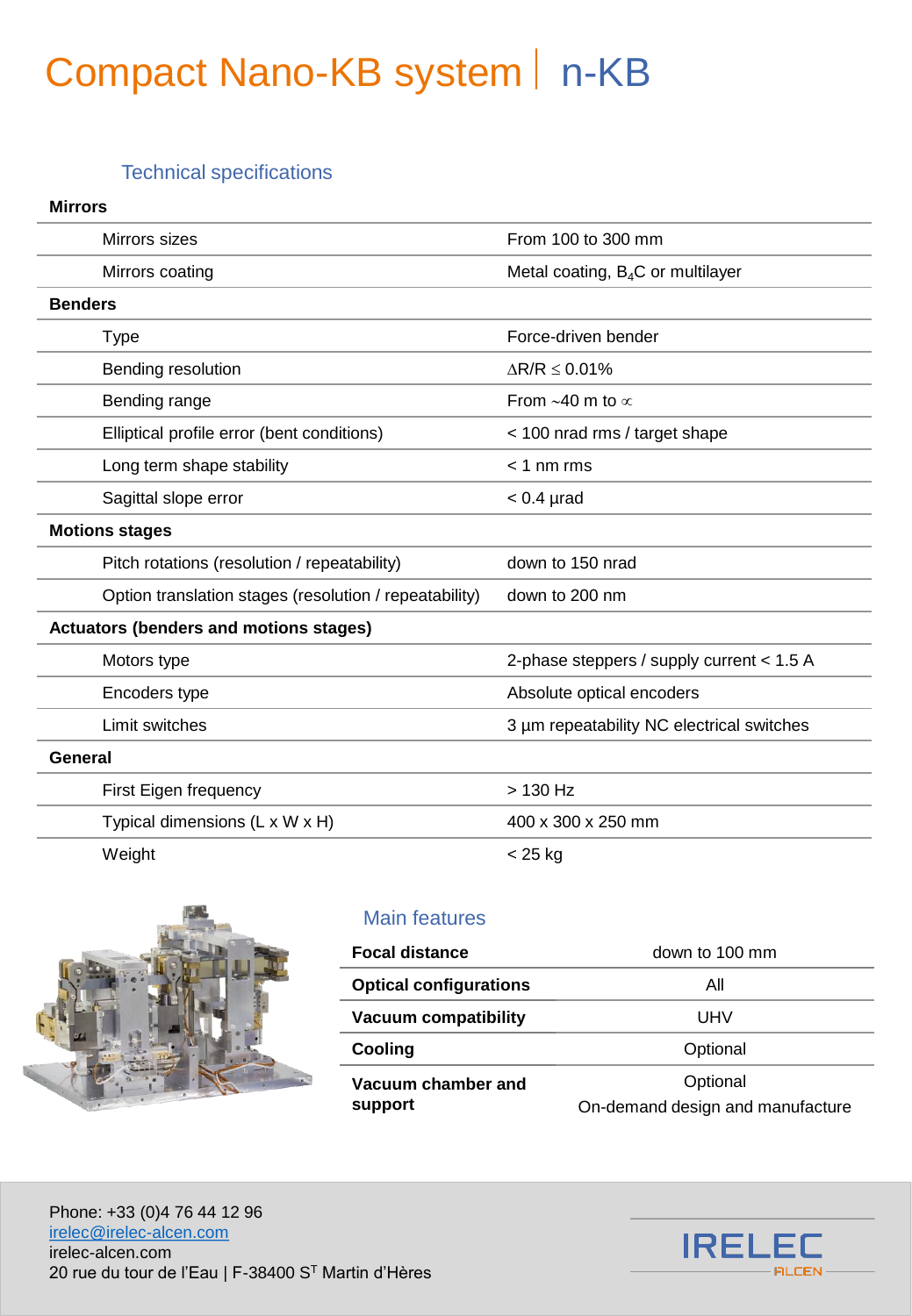# Compact Nano-KB system | n-KB

## Technical specifications

| | |
|---|---|
| **Mirrors** | |
| Mirrors sizes | From 100 to 300 mm |
| Mirrors coating | Metal coating, $B_4C$ or multilayer |
| **Benders** | |
| Type | Force-driven bender |
| Bending resolution | $\Delta R/R \leq 0.01\%$ |
| Bending range | From ~40 m to $\infty$ |
| Elliptical profile error (bent conditions) | < 100 nrad rms / target shape |
| Long term shape stability | < 1 nm rms |
| Sagittal slope error | < 0.4 µrad |
| **Motions stages** | |
| Pitch rotations (resolution / repeatability) | down to 150 nrad |
| Option translation stages (resolution / repeatability) | down to 200 nm |
| **Actuators (benders and motions stages)** | |
| Motors type | 2-phase steppers / supply current < 1.5 A |
| Encoders type | Absolute optical encoders |
| Limit switches | 3 µm repeatability NC electrical switches |
| **General** | |
| First Eigen frequency | > 130 Hz |
| Typical dimensions (L x W x H) | 400 x 300 x 250 mm |
| Weight | < 25 kg |

## Main features

| | |
|---|---|
| **Focal distance** | down to 100 mm |
| **Optical configurations** | All |
| **Vacuum compatibility** | UHV |
| **Cooling** | Optional |
| **Vacuum chamber and support** | Optional<br>On-demand design and manufacture |

Phone: +33 (0)4 76 44 12 96
irelec@irelec-alcen.com
irelec-alcen.com
20 rue du tour de l'Eau | F-38400 S[T] Martin d'Hères

IRELEC ALCEN